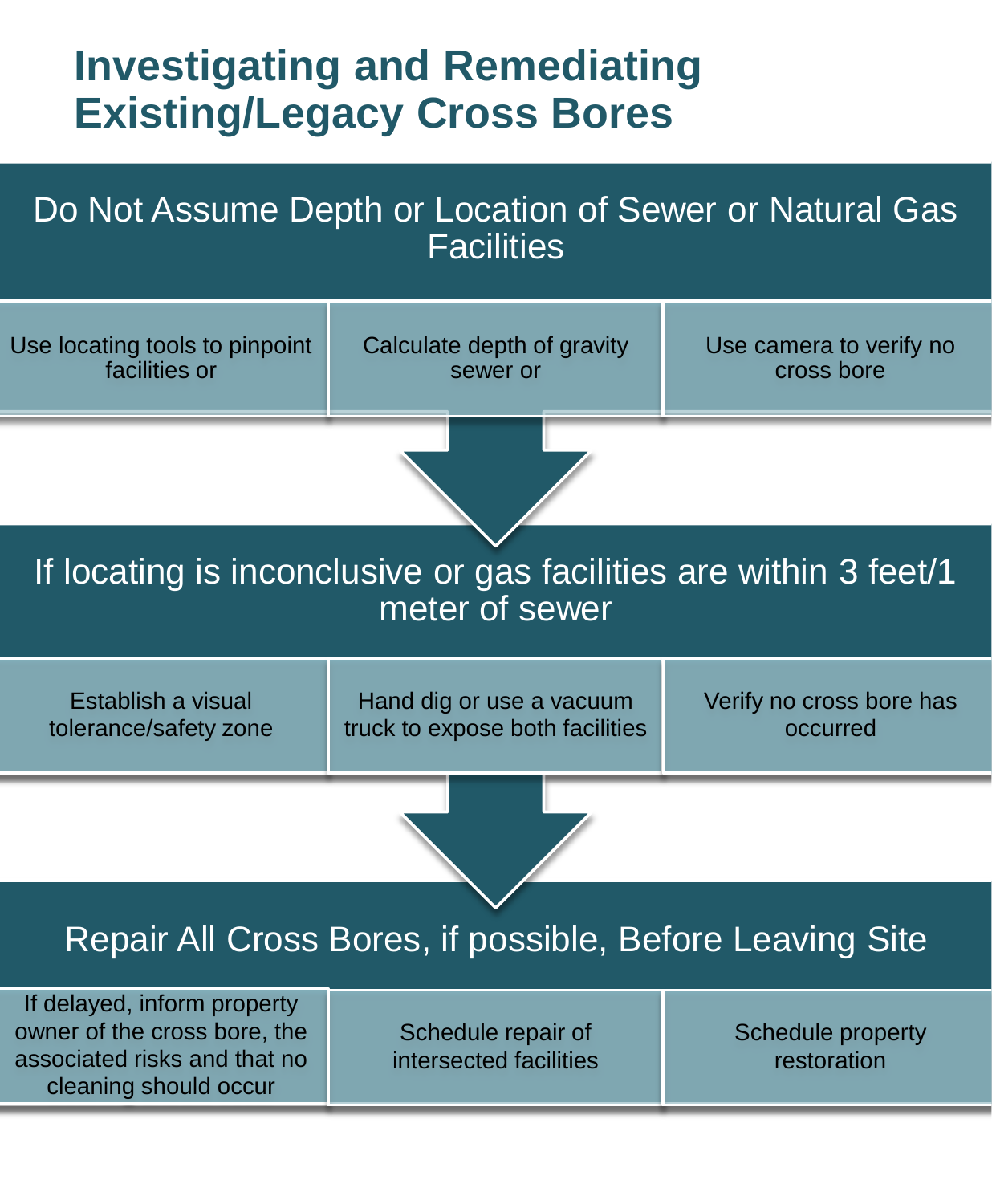# Investigating and Remediating Existing/Legacy Cross Bores

## Do Not Assume Depth or Location of Sewer or Natural Gas Facilities

- Use locating tools to pinpoint facilities or
- Calculate depth of gravity sewer or
- Use camera to verify no cross bore

## If locating is inconclusive or gas facilities are within 3 feet/1 meter of sewer

- Establish a visual tolerance/safety zone
- Hand dig or use a vacuum truck to expose both facilities
- Verify no cross bore has occurred

## Repair All Cross Bores, if possible, Before Leaving Site

- If delayed, inform property owner of the cross bore, the associated risks and that no cleaning should occur
- Schedule repair of intersected facilities
- Schedule property restoration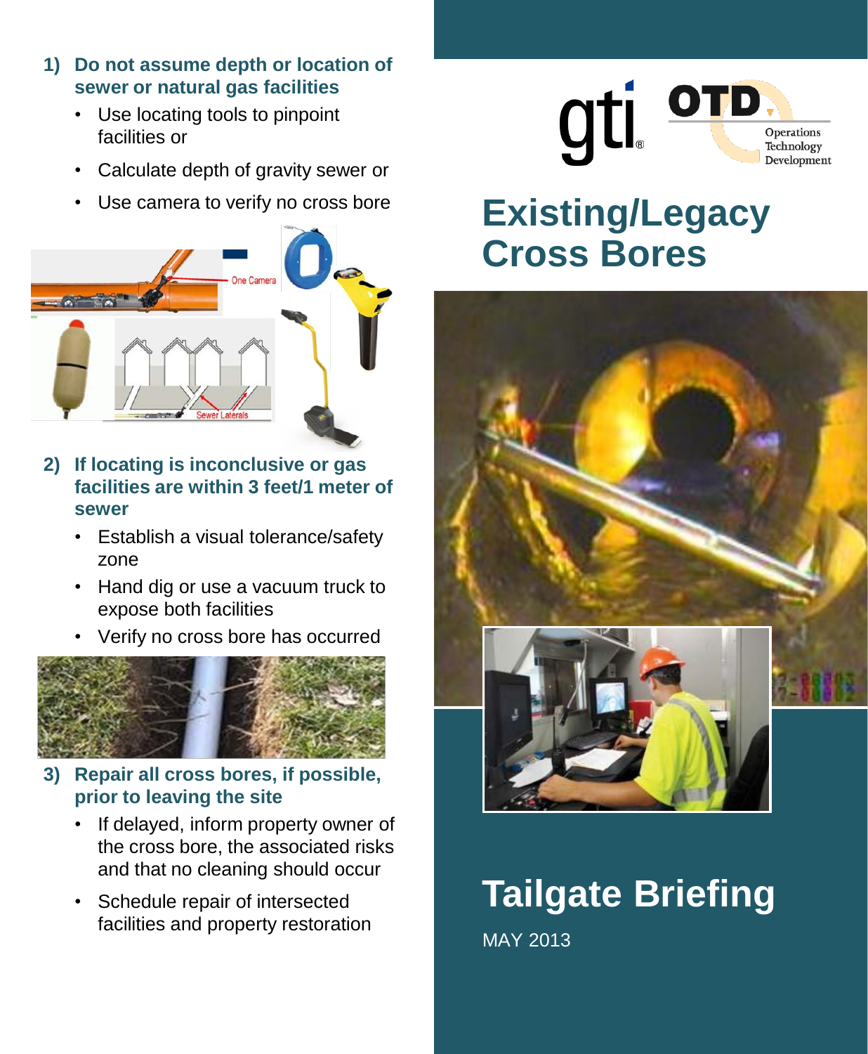1) **Do not assume depth or location of sewer or natural gas facilities**
   - Use locating tools to pinpoint facilities or
   - Calculate depth of gravity sewer or
   - Use camera to verify no cross bore

2) **If locating is inconclusive or gas facilities are within 3 feet/1 meter of sewer**
   - Establish a visual tolerance/safety zone
   - Hand dig or use a vacuum truck to expose both facilities
   - Verify no cross bore has occurred

3) **Repair all cross bores, if possible, prior to leaving the site**
   - If delayed, inform property owner of the cross bore, the associated risks and that no cleaning should occur
   - Schedule repair of intersected facilities and property restoration

gti OTD Operations Technology Development

# Existing/Legacy Cross Bores

# Tailgate Briefing

MAY 2013